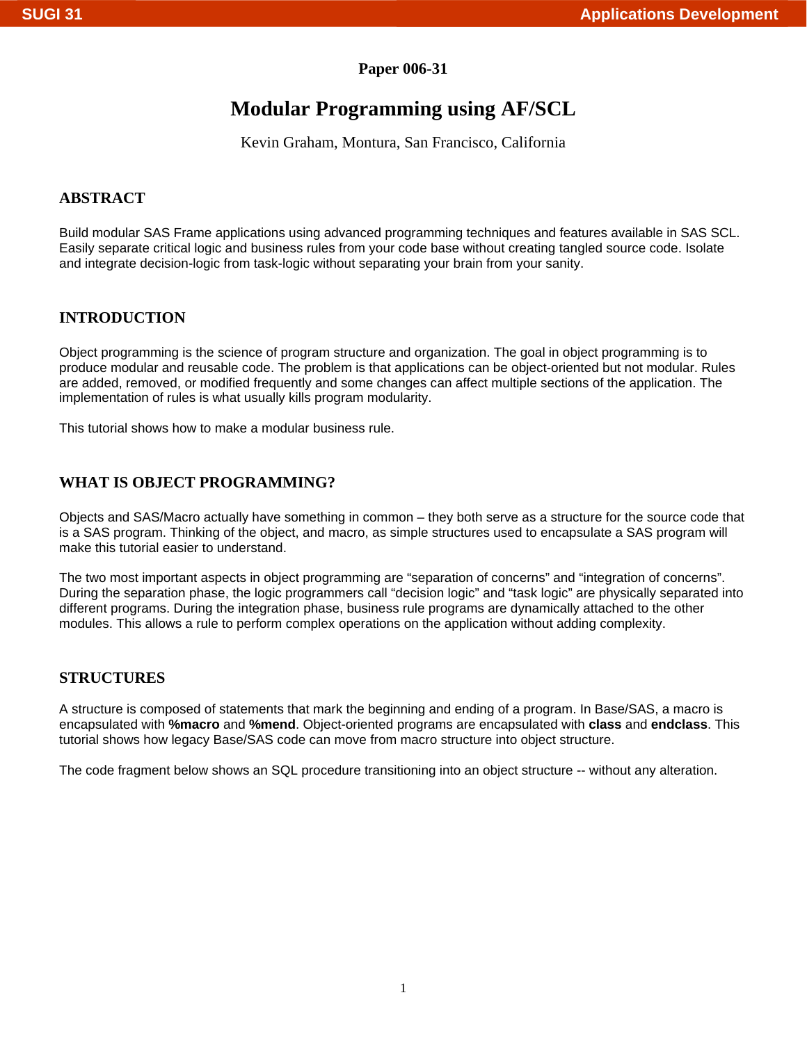Paper 006-31

# Modular Programming using AF/SCL

Kevin Graham, Montura, San Francisco, California

## ABSTRACT

Build modular SAS Frame applications using advanced programming techniques and features available in SAS SCL. Easily separate critical logic and business rules from your code base without creating tangled source code. Isolate and integrate decision-logic from task-logic without separating your brain from your sanity.

## INTRODUCTION

Object programming is the science of program structure and organization. The goal in object programming is to produce modular and reusable code. The problem is that applications can be object-oriented but not modular. Rules are added, removed, or modified frequently and some changes can affect multiple sections of the application. The implementation of rules is what usually kills program modularity.

This tutorial shows how to make a modular business rule.

## WHAT IS OBJECT PROGRAMMING?

Objects and SAS/Macro actually have something in common – they both serve as a structure for the source code that is a SAS program. Thinking of the object, and macro, as simple structures used to encapsulate a SAS program will make this tutorial easier to understand.

The two most important aspects in object programming are "separation of concerns" and "integration of concerns". During the separation phase, the logic programmers call "decision logic" and "task logic" are physically separated into different programs. During the integration phase, business rule programs are dynamically attached to the other modules. This allows a rule to perform complex operations on the application without adding complexity.

## STRUCTURES

A structure is composed of statements that mark the beginning and ending of a program. In Base/SAS, a macro is encapsulated with **%macro** and **%mend**. Object-oriented programs are encapsulated with **class** and **endclass**. This tutorial shows how legacy Base/SAS code can move from macro structure into object structure.

The code fragment below shows an SQL procedure transitioning into an object structure -- without any alteration.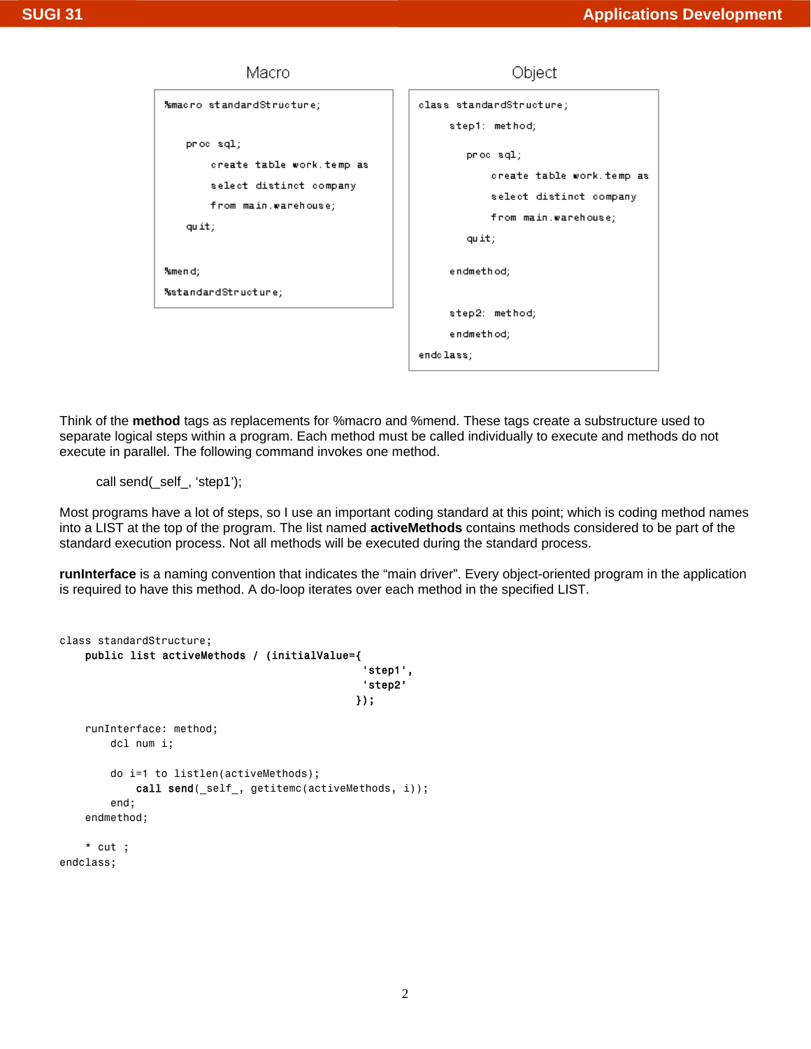**Macro**

```
%macro standardStructure;

    proc sql;
        create table work.temp as
        select distinct company
        from main.warehouse;
    quit;

%mend;
%standardStructure;
```

**Object**

```
class standardStructure;
    step1: method;

        proc sql;
            create table work.temp as
            select distinct company
            from main.warehouse;
        quit;

    endmethod;

    step2: method;
    endmethod;
endclass;
```

Think of the **method** tags as replacements for %macro and %mend. These tags create a substructure used to separate logical steps within a program. Each method must be called individually to execute and methods do not execute in parallel. The following command invokes one method.

call send(_self_, 'step1');

Most programs have a lot of steps, so I use an important coding standard at this point; which is coding method names into a LIST at the top of the program. The list named **activeMethods** contains methods considered to be part of the standard execution process. Not all methods will be executed during the standard process.

**runInterface** is a naming convention that indicates the "main driver". Every object-oriented program in the application is required to have this method. A do-loop iterates over each method in the specified LIST.

```
class standardStructure;
    public list activeMethods / (initialValue={
                                            'step1',
                                            'step2'
                                           });

    runInterface: method;
        dcl num i;

        do i=1 to listlen(activeMethods);
            call send(_self_, getitemc(activeMethods, i));
        end;
    endmethod;

    * cut ;
endclass;
```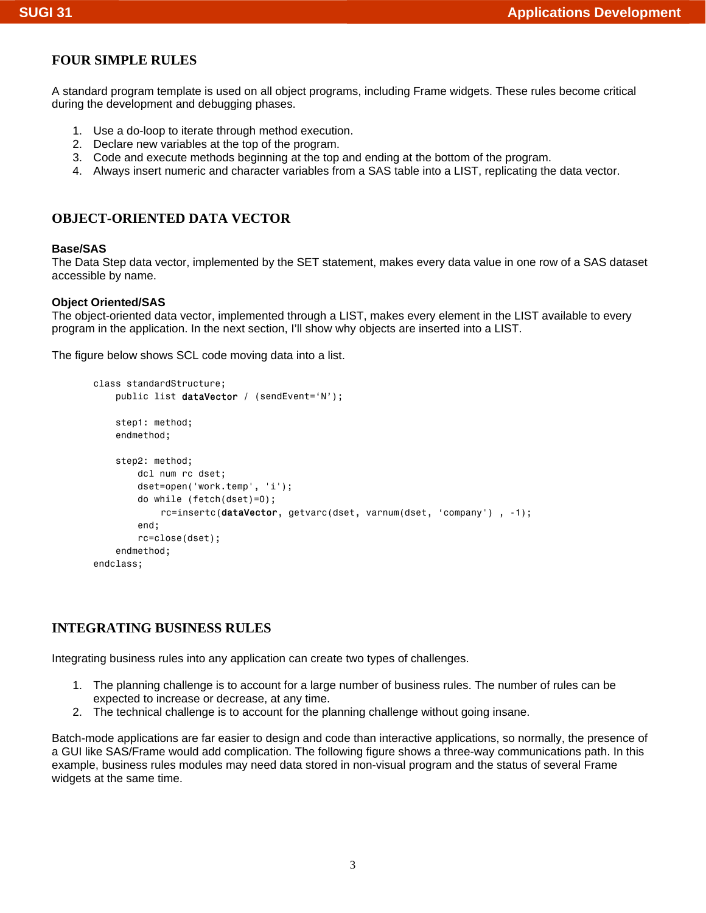## FOUR SIMPLE RULES

A standard program template is used on all object programs, including Frame widgets. These rules become critical during the development and debugging phases.

1. Use a do-loop to iterate through method execution.
2. Declare new variables at the top of the program.
3. Code and execute methods beginning at the top and ending at the bottom of the program.
4. Always insert numeric and character variables from a SAS table into a LIST, replicating the data vector.

## OBJECT-ORIENTED DATA VECTOR

**Base/SAS**
The Data Step data vector, implemented by the SET statement, makes every data value in one row of a SAS dataset accessible by name.

**Object Oriented/SAS**
The object-oriented data vector, implemented through a LIST, makes every element in the LIST available to every program in the application. In the next section, I'll show why objects are inserted into a LIST.

The figure below shows SCL code moving data into a list.

```
class standardStructure;
    public list dataVector / (sendEvent='N');

    step1: method;
    endmethod;

    step2: method;
        dcl num rc dset;
        dset=open('work.temp', 'i');
        do while (fetch(dset)=0);
            rc=insertc(dataVector, getvarc(dset, varnum(dset, 'company') , -1);
        end;
        rc=close(dset);
    endmethod;
endclass;
```

## INTEGRATING BUSINESS RULES

Integrating business rules into any application can create two types of challenges.

1. The planning challenge is to account for a large number of business rules. The number of rules can be expected to increase or decrease, at any time.
2. The technical challenge is to account for the planning challenge without going insane.

Batch-mode applications are far easier to design and code than interactive applications, so normally, the presence of a GUI like SAS/Frame would add complication. The following figure shows a three-way communications path. In this example, business rules modules may need data stored in non-visual program and the status of several Frame widgets at the same time.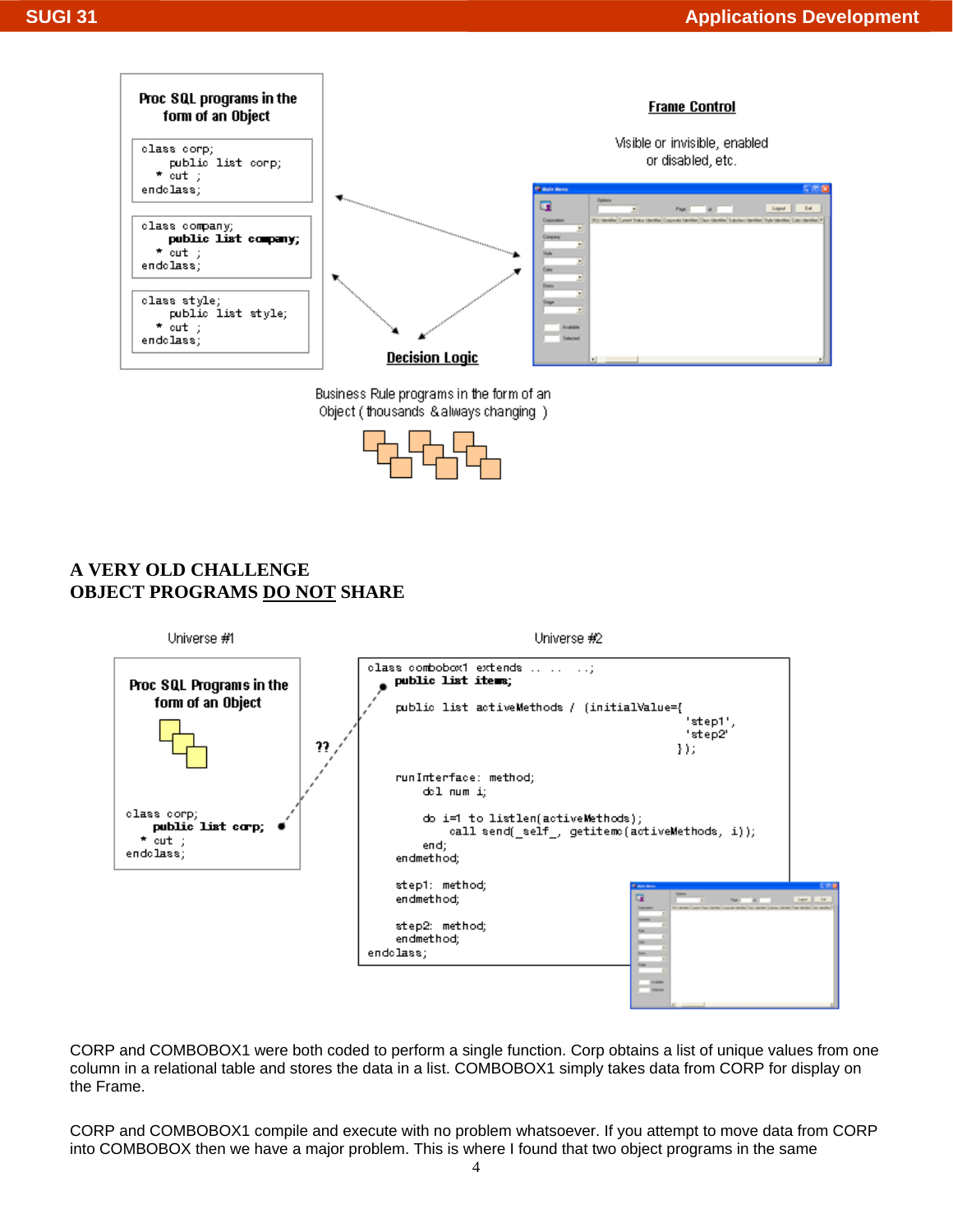Proc SQL programs in the form of an Object

```
class corp;
   public list corp;
  * cut ;
endclass;
```

```
class company;
   public list company;
  * cut ;
endclass;
```

```
class style;
   public list style;
  * cut ;
endclass;
```

**Frame Control**

Visible or invisible, enabled or disabled, etc.

**Decision Logic**

Business Rule programs in the form of an Object ( thousands & always changing )

## A VERY OLD CHALLENGE
## OBJECT PROGRAMS DO NOT SHARE

Universe #1

Proc SQL Programs in the form of an Object

```
class corp;
   public list corp;
  * cut ;
endclass;
```

??

Universe #2

```
class combobox1 extends .. ..  ..;
   public list items;

   public list activeMethods / (initialValue={
                                               'step1',
                                               'step2'
                                              });

   runInterface: method;
      dcl num i;

      do i=1 to listlen(activeMethods);
         call send(_self_, getitemc(activeMethods, i));
      end;
   endmethod;

   step1: method;
   endmethod;

   step2: method;
   endmethod;
endclass;
```

CORP and COMBOBOX1 were both coded to perform a single function. Corp obtains a list of unique values from one column in a relational table and stores the data in a list. COMBOBOX1 simply takes data from CORP for display on the Frame.

CORP and COMBOBOX1 compile and execute with no problem whatsoever. If you attempt to move data from CORP into COMBOBOX then we have a major problem. This is where I found that two object programs in the same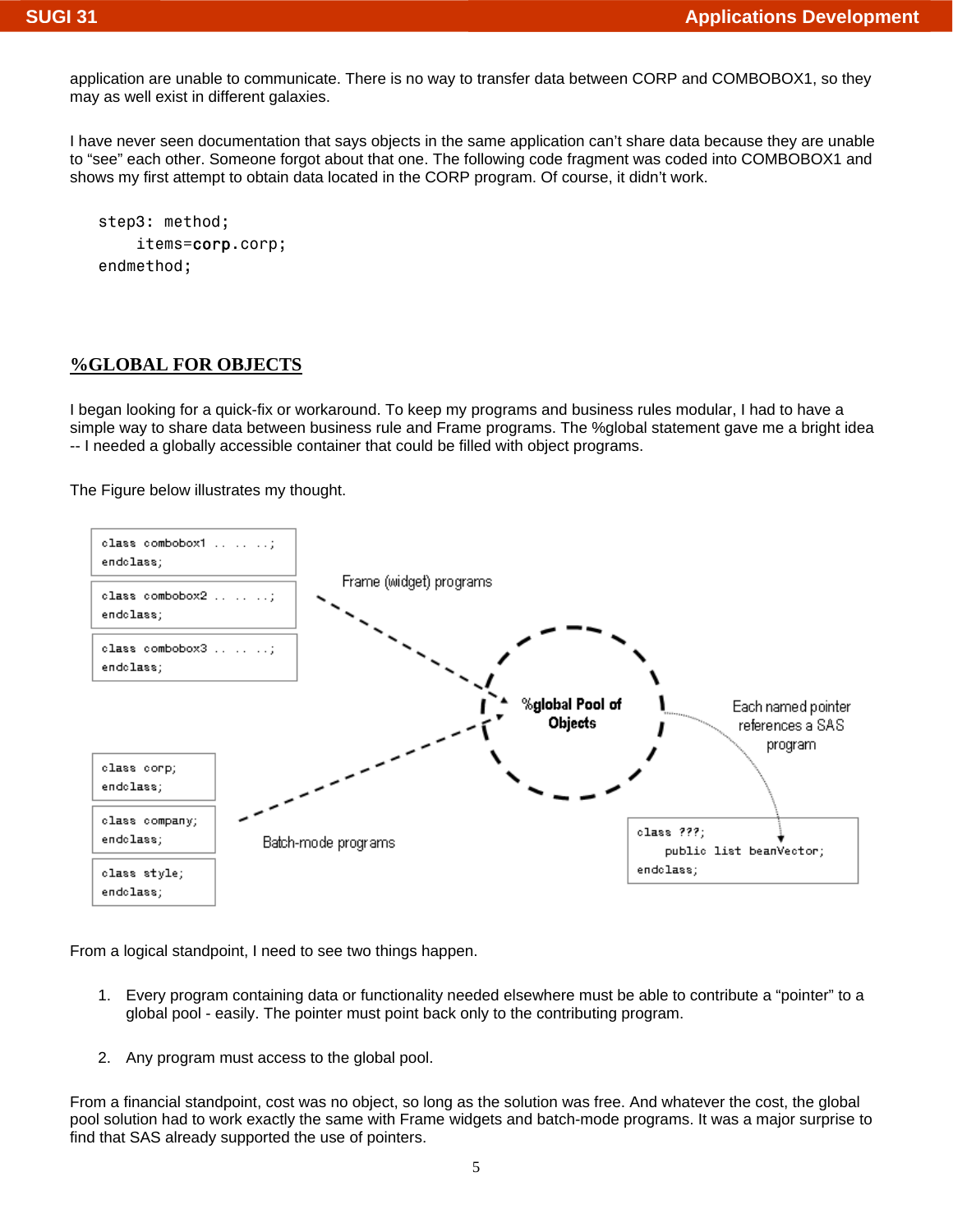application are unable to communicate. There is no way to transfer data between CORP and COMBOBOX1, so they may as well exist in different galaxies.

I have never seen documentation that says objects in the same application can't share data because they are unable to "see" each other. Someone forgot about that one. The following code fragment was coded into COMBOBOX1 and shows my first attempt to obtain data located in the CORP program. Of course, it didn't work.

```
step3: method;
    items=corp.corp;
endmethod;
```

## %GLOBAL FOR OBJECTS

I began looking for a quick-fix or workaround. To keep my programs and business rules modular, I had to have a simple way to share data between business rule and Frame programs. The %global statement gave me a bright idea -- I needed a globally accessible container that could be filled with object programs.

The Figure below illustrates my thought.

```
class combobox1 .. .. ..;
endclass;

class combobox2 .. .. ..;
endclass;

class combobox3 .. .. ..;
endclass;
```

Frame (widget) programs

%global Pool of Objects

Each named pointer references a SAS program

```
class corp;
endclass;

class company;
endclass;

class style;
endclass;
```

Batch-mode programs

```
class ???;
   public list beanVector;
endclass;
```

From a logical standpoint, I need to see two things happen.

1. Every program containing data or functionality needed elsewhere must be able to contribute a "pointer" to a global pool - easily. The pointer must point back only to the contributing program.

2. Any program must access to the global pool.

From a financial standpoint, cost was no object, so long as the solution was free. And whatever the cost, the global pool solution had to work exactly the same with Frame widgets and batch-mode programs. It was a major surprise to find that SAS already supported the use of pointers.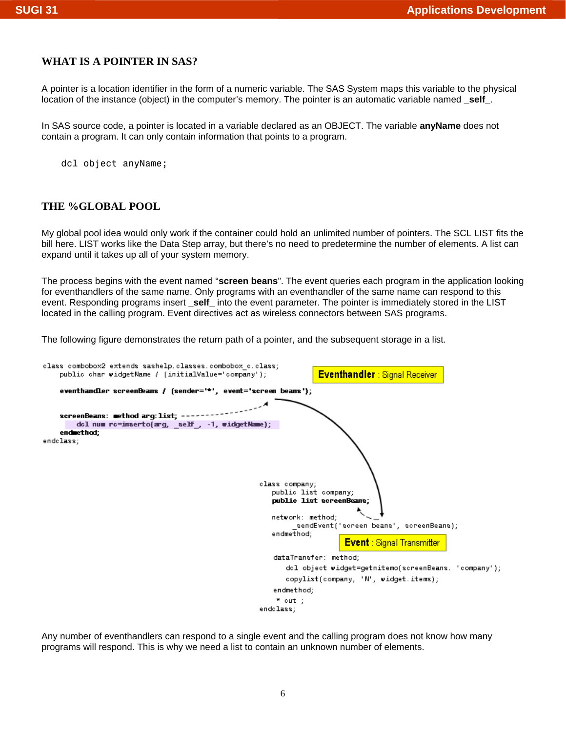## WHAT IS A POINTER IN SAS?

A pointer is a location identifier in the form of a numeric variable. The SAS System maps this variable to the physical location of the instance (object) in the computer's memory. The pointer is an automatic variable named **_self_**.

In SAS source code, a pointer is located in a variable declared as an OBJECT. The variable **anyName** does not contain a program. It can only contain information that points to a program.

```
dcl object anyName;
```

## THE %GLOBAL POOL

My global pool idea would only work if the container could hold an unlimited number of pointers. The SCL LIST fits the bill here. LIST works like the Data Step array, but there's no need to predetermine the number of elements. A list can expand until it takes up all of your system memory.

The process begins with the event named "**screen beans**". The event queries each program in the application looking for eventhandlers of the same name. Only programs with an eventhandler of the same name can respond to this event. Responding programs insert **_self_** into the event parameter. The pointer is immediately stored in the LIST located in the calling program. Event directives act as wireless connectors between SAS programs.

The following figure demonstrates the return path of a pointer, and the subsequent storage in a list.

```
class combobox2 extends sashelp.classes.combobox_c.class;
    public char widgetName / (initialValue='company');

    eventhandler screenBeans / (sender='*', event='screen beans');

    screenBeans: method arg:list;
       dcl num rc=insertо(arg, _self_, -1, widgetName);
    endmethod;
endclass;
```

**Eventhandler** : Signal Receiver

```
class company;
   public list company;
   public list screenBeans;

   network: method;
      _sendEvent('screen beans', screenBeans);
   endmethod;

   dataTransfer: method;
      dcl object widget=getnitemo(screenBeans, 'company');
      copylist(company, 'N', widget.items);
   endmethod;
   * cut ;
endclass;
```

**Event** : Signal Transmitter

Any number of eventhandlers can respond to a single event and the calling program does not know how many programs will respond. This is why we need a list to contain an unknown number of elements.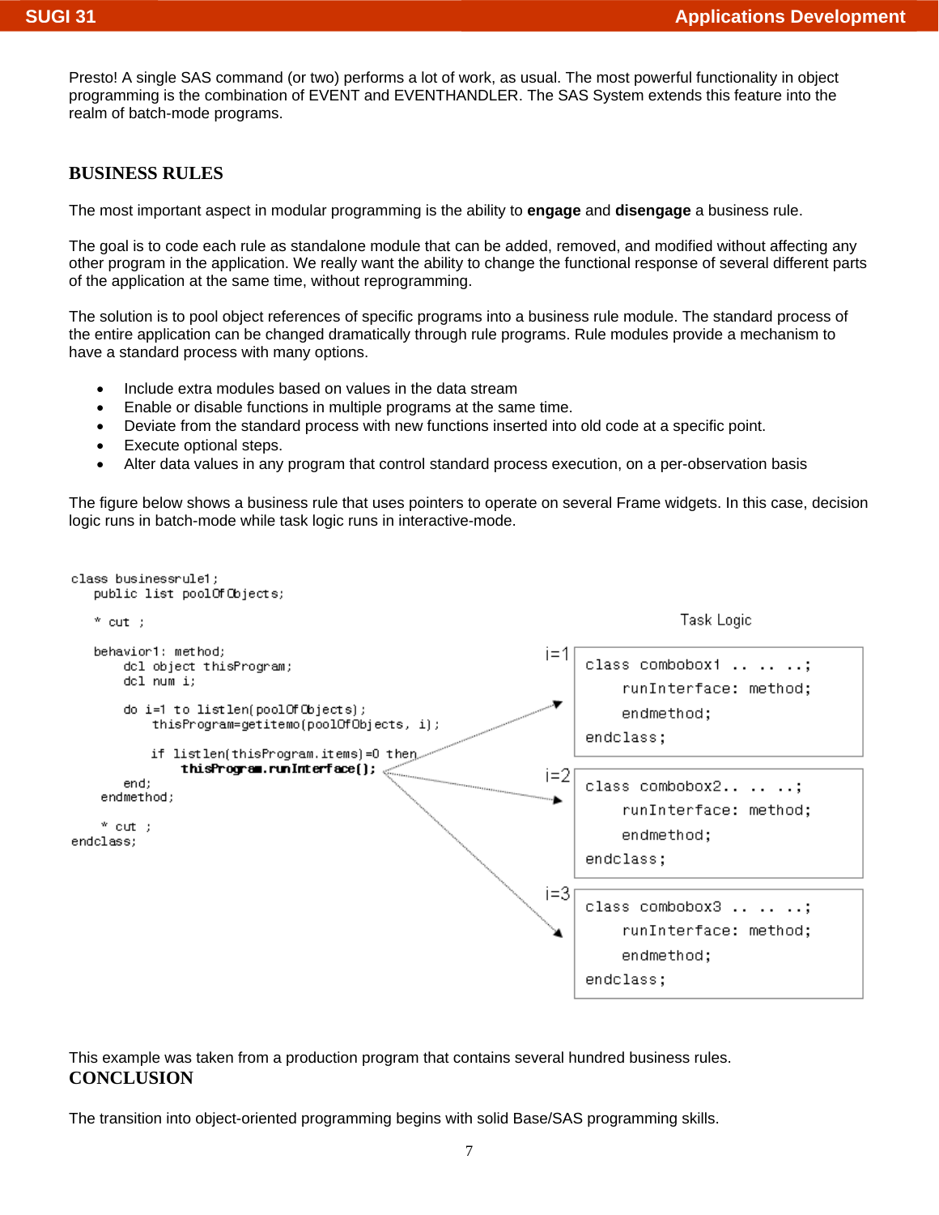Presto! A single SAS command (or two) performs a lot of work, as usual. The most powerful functionality in object programming is the combination of EVENT and EVENTHANDLER. The SAS System extends this feature into the realm of batch-mode programs.

## BUSINESS RULES

The most important aspect in modular programming is the ability to **engage** and **disengage** a business rule.

The goal is to code each rule as standalone module that can be added, removed, and modified without affecting any other program in the application. We really want the ability to change the functional response of several different parts of the application at the same time, without reprogramming.

The solution is to pool object references of specific programs into a business rule module. The standard process of the entire application can be changed dramatically through rule programs. Rule modules provide a mechanism to have a standard process with many options.

- Include extra modules based on values in the data stream
- Enable or disable functions in multiple programs at the same time.
- Deviate from the standard process with new functions inserted into old code at a specific point.
- Execute optional steps.
- Alter data values in any program that control standard process execution, on a per-observation basis

The figure below shows a business rule that uses pointers to operate on several Frame widgets. In this case, decision logic runs in batch-mode while task logic runs in interactive-mode.

```
class businessrule1;
   public list poolOfObjects;

   * cut ;

   behavior1: method;
       dcl object thisProgram;
       dcl num i;

       do i=1 to listlen(poolOfObjects);
           thisProgram=getitemo(poolOfObjects, i);

           if listlen(thisProgram.items)=0 then
               thisProgram.runInterface();
       end;
    endmethod;

    * cut ;
endclass;
```

Task Logic

i=1
```
class combobox1 .. .. ..;
     runInterface: method;
     endmethod;
endclass;
```

i=2
```
class combobox2.. .. ..;
     runInterface: method;
     endmethod;
endclass;
```

i=3
```
class combobox3 .. .. ..;
     runInterface: method;
     endmethod;
endclass;
```

This example was taken from a production program that contains several hundred business rules.

## CONCLUSION

The transition into object-oriented programming begins with solid Base/SAS programming skills.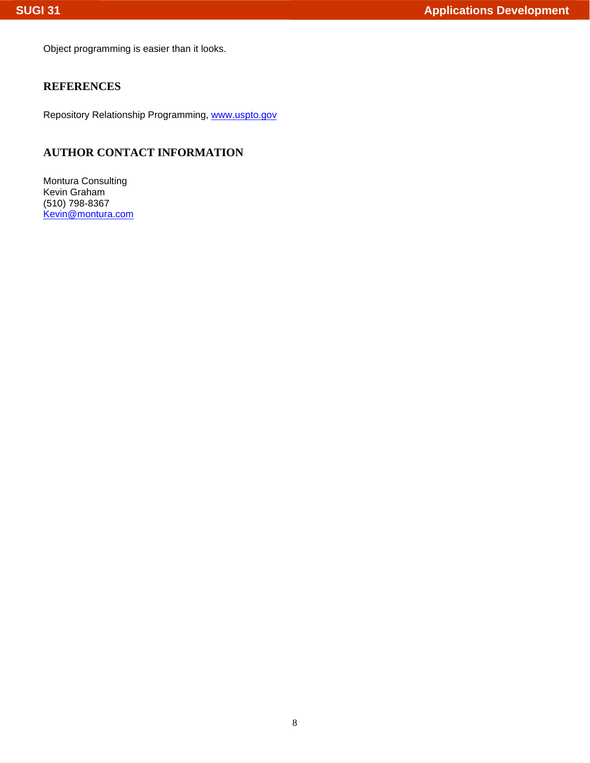Object programming is easier than it looks.

## REFERENCES

Repository Relationship Programming, www.uspto.gov

## AUTHOR CONTACT INFORMATION

Montura Consulting
Kevin Graham
(510) 798-8367
Kevin@montura.com